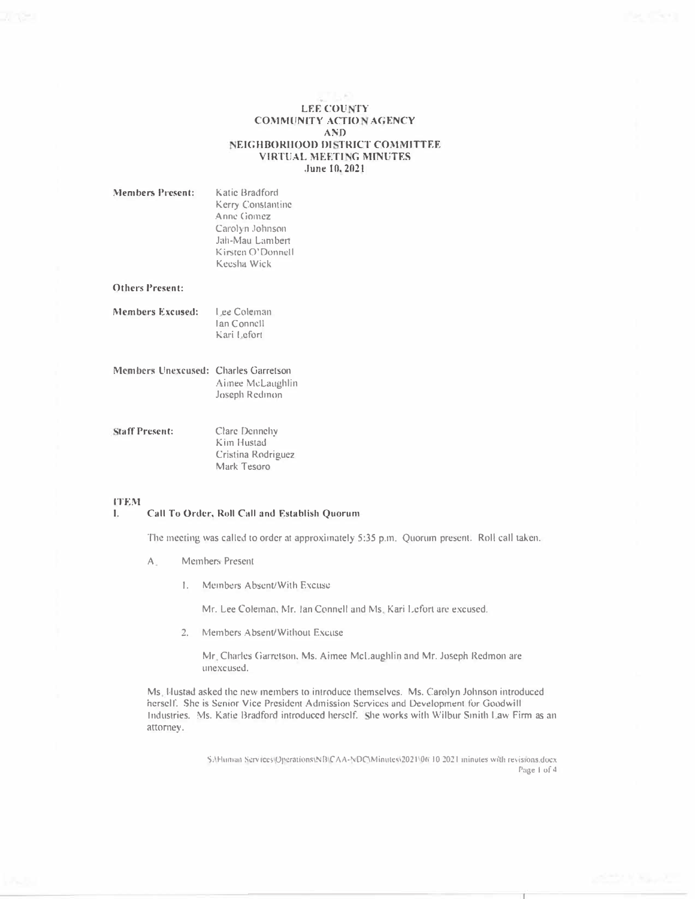# LEE COUNTY COMMUNITY ACTION AGENCY AND NEIGHBORHOOD DISTRICT COMMITTEE VIRTUAL MEETING MINUTES

**June 10, 2021**

**Members Present:**
Katie Bradford
Kerry Constantine
Anne Gomez
Carolyn Johnson
Jah-Mau Lambert
Kirsten O'Donnell
Keesha Wick

**Others Present:**

**Members Excused:**
Lee Coleman
Ian Connell
Kari Lefort

**Members Unexcused:**
Charles Garretson
Aimee McLaughlin
Joseph Redmon

**Staff Present:**
Clare Dennehy
Kim Hustad
Cristina Rodriguez
Mark Tesoro

**ITEM**

## I. Call To Order, Roll Call and Establish Quorum

The meeting was called to order at approximately 5:35 p.m. Quorum present. Roll call taken.

A. Members Present

1. Members Absent/With Excuse

   Mr. Lee Coleman, Mr. Ian Connell and Ms. Kari Lefort are excused.

2. Members Absent/Without Excuse

   Mr. Charles Garretson, Ms. Aimee McLaughlin and Mr. Joseph Redmon are unexcused.

Ms. Hustad asked the new members to introduce themselves. Ms. Carolyn Johnson introduced herself. She is Senior Vice President Admission Services and Development for Goodwill Industries. Ms. Katie Bradford introduced herself. She works with Wilbur Smith Law Firm as an attorney.

S:\Human Services\Operations\NB\CAA-NDC\Minutes\2021\06 10 2021 minutes with revisions.docx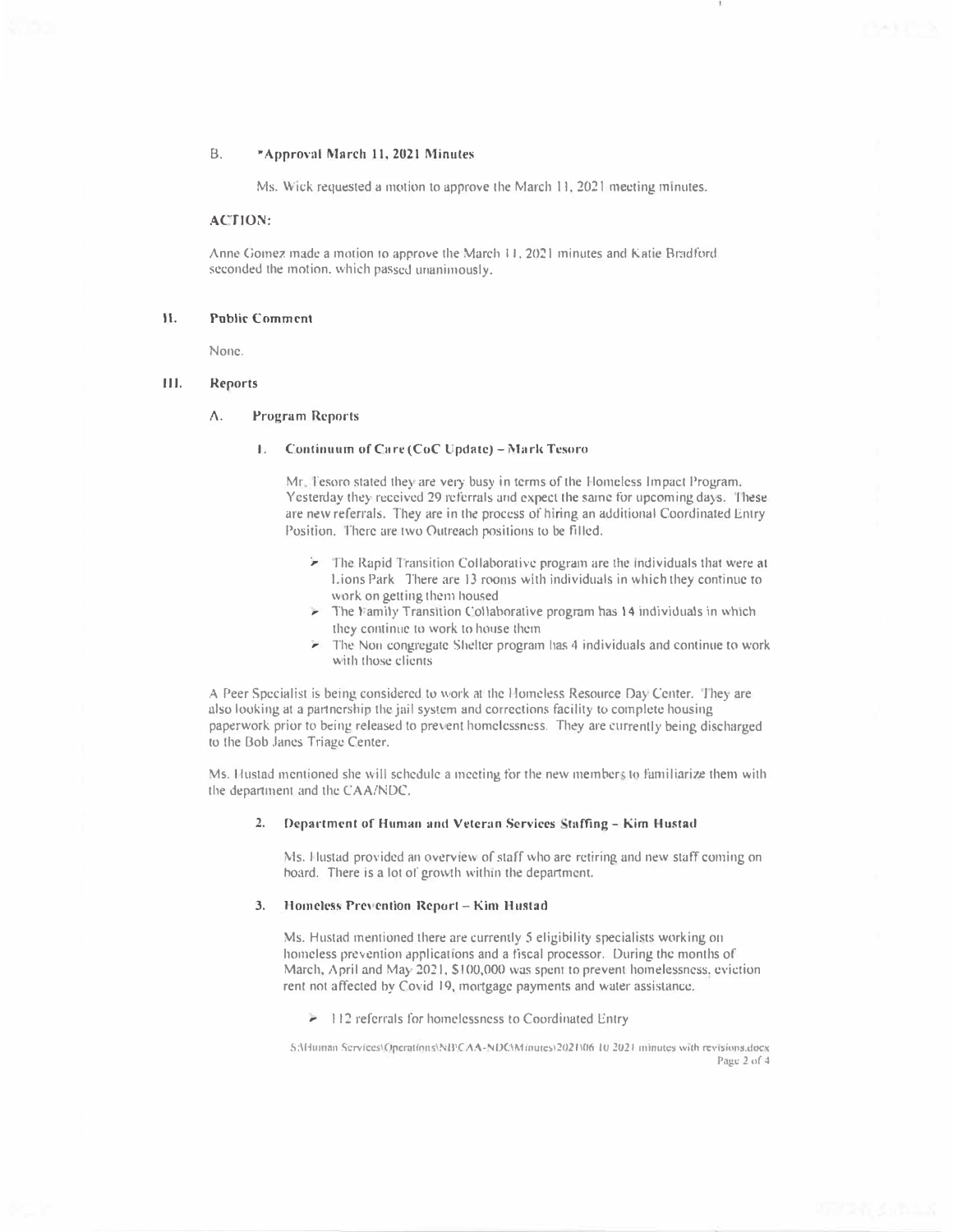B. ***Approval March 11, 2021 Minutes**

Ms. Wick requested a motion to approve the March 11, 2021 meeting minutes.

**ACTION:**

Anne Gomez made a motion to approve the March 11, 2021 minutes and Katie Bradford seconded the motion, which passed unanimously.

## II. Public Comment

None.

## III. Reports

### A. Program Reports

#### 1. Continuum of Care (CoC Update) – Mark Tesoro

Mr. Tesoro stated they are very busy in terms of the Homeless Impact Program. Yesterday they received 29 referrals and expect the same for upcoming days. These are new referrals. They are in the process of hiring an additional Coordinated Entry Position. There are two Outreach positions to be filled.

- The Rapid Transition Collaborative program are the individuals that were at Lions Park There are 13 rooms with individuals in which they continue to work on getting them housed
- The Family Transition Collaborative program has 14 individuals in which they continue to work to house them
- The Non congregate Shelter program has 4 individuals and continue to work with those clients

A Peer Specialist is being considered to work at the Homeless Resource Day Center. They are also looking at a partnership the jail system and corrections facility to complete housing paperwork prior to being released to prevent homelessness. They are currently being discharged to the Bob Janes Triage Center.

Ms. Hustad mentioned she will schedule a meeting for the new members to familiarize them with the department and the CAA/NDC.

#### 2. Department of Human and Veteran Services Staffing – Kim Hustad

Ms. Hustad provided an overview of staff who are retiring and new staff coming on board. There is a lot of growth within the department.

#### 3. Homeless Prevention Report – Kim Hustad

Ms. Hustad mentioned there are currently 5 eligibility specialists working on homeless prevention applications and a fiscal processor. During the months of March, April and May 2021, $100,000 was spent to prevent homelessness, eviction rent not affected by Covid 19, mortgage payments and water assistance.

- 112 referrals for homelessness to Coordinated Entry

S:\Human Services\Operations\NB\CAA-NDC\Minutes\2021\06 10 2021 minutes with revisions.docx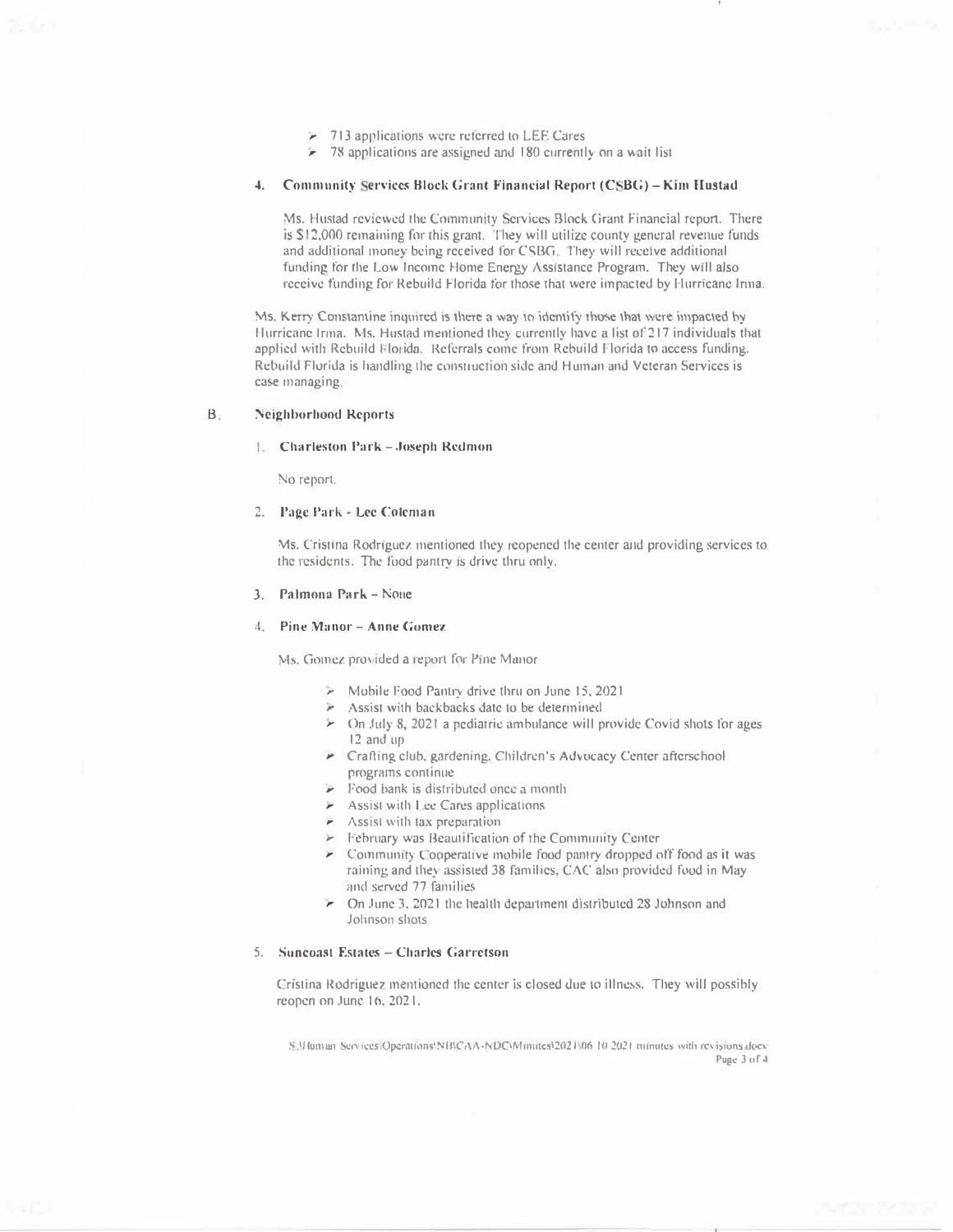- 713 applications were referred to LEE Cares
- 78 applications are assigned and 180 currently on a wait list

### 4. Community Services Block Grant Financial Report (CSBG) – Kim Hustad

Ms. Hustad reviewed the Community Services Block Grant Financial report. There is $12,000 remaining for this grant. They will utilize county general revenue funds and additional money being received for CSBG. They will receive additional funding for the Low Income Home Energy Assistance Program. They will also receive funding for Rebuild Florida for those that were impacted by Hurricane Irma.

Ms. Kerry Constantine inquired is there a way to identify those that were impacted by Hurricane Irma. Ms. Hustad mentioned they currently have a list of 217 individuals that applied with Rebuild Florida. Referrals come from Rebuild Florida to access funding. Rebuild Florida is handling the construction side and Human and Veteran Services is case managing.

## B. Neighborhood Reports

### 1. Charleston Park – Joseph Redmon

No report.

### 2. Page Park - Lee Coleman

Ms. Cristina Rodriguez mentioned they reopened the center and providing services to the residents. The food pantry is drive thru only.

### 3. Palmona Park – None

### 4. Pine Manor – Anne Gomez

Ms. Gomez provided a report for Pine Manor

- Mobile Food Pantry drive thru on June 15, 2021
- Assist with backbacks date to be determined
- On July 8, 2021 a pediatric ambulance will provide Covid shots for ages 12 and up
- Crafting club, gardening, Children's Advocacy Center afterschool programs continue
- Food bank is distributed once a month
- Assist with Lee Cares applications
- Assist with tax preparation
- February was Beautification of the Community Center
- Community Cooperative mobile food pantry dropped off food as it was raining and they assisted 38 families, CAC also provided food in May and served 77 families
- On June 3, 2021 the health department distributed 28 Johnson and Johnson shots

### 5. Suncoast Estates – Charles Garretson

Cristina Rodriguez mentioned the center is closed due to illness. They will possibly reopen on June 16, 2021.

S:\Human Services\Operations\NBCAA-NDC\Minutes\2021\06 10 2021 minutes with revisions.docx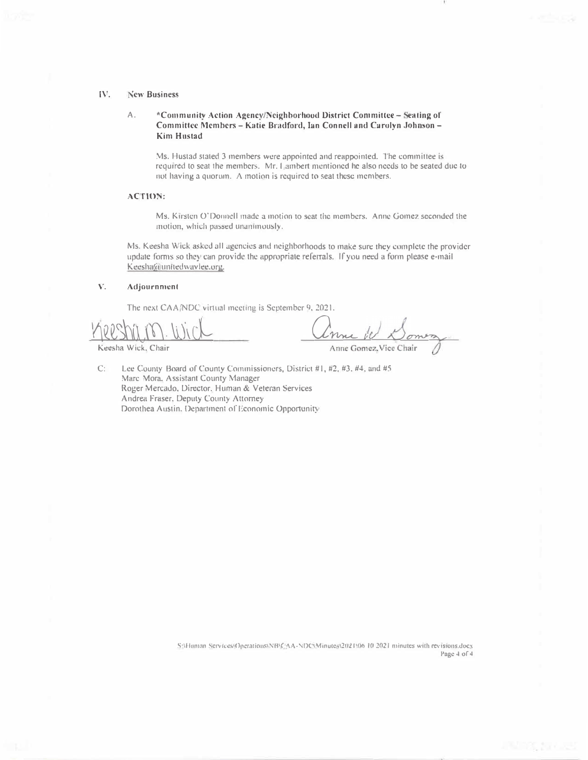## IV. New Business

### A. *Community Action Agency/Neighborhood District Committee – Seating of Committee Members – Katie Bradford, Ian Connell and Carolyn Johnson – Kim Hustad

Ms. Hustad stated 3 members were appointed and reappointed. The committee is required to seat the members. Mr. Lambert mentioned he also needs to be seated due to not having a quorum. A motion is required to seat these members.

**ACTION:**

Ms. Kirsten O'Donnell made a motion to seat the members. Anne Gomez seconded the motion, which passed unanimously.

Ms. Keesha Wick asked all agencies and neighborhoods to make sure they complete the provider update forms so they can provide the appropriate referrals. If you need a form please e-mail Keesha@unitedwaylee.org.

## V. Adjournment

The next CAA/NDC virtual meeting is September 9, 2021.

Keesha Wick, Chair

Anne Gomez, Vice Chair

C: Lee County Board of County Commissioners, District #1, #2, #3, #4, and #5
Marc Mora, Assistant County Manager
Roger Mercado, Director, Human & Veteran Services
Andrea Fraser, Deputy County Attorney
Dorothea Austin, Department of Economic Opportunity

S:\Human Services\Operations\NB\CAA-NDC\Minutes\2021\06 10 2021 minutes with revisions.docx